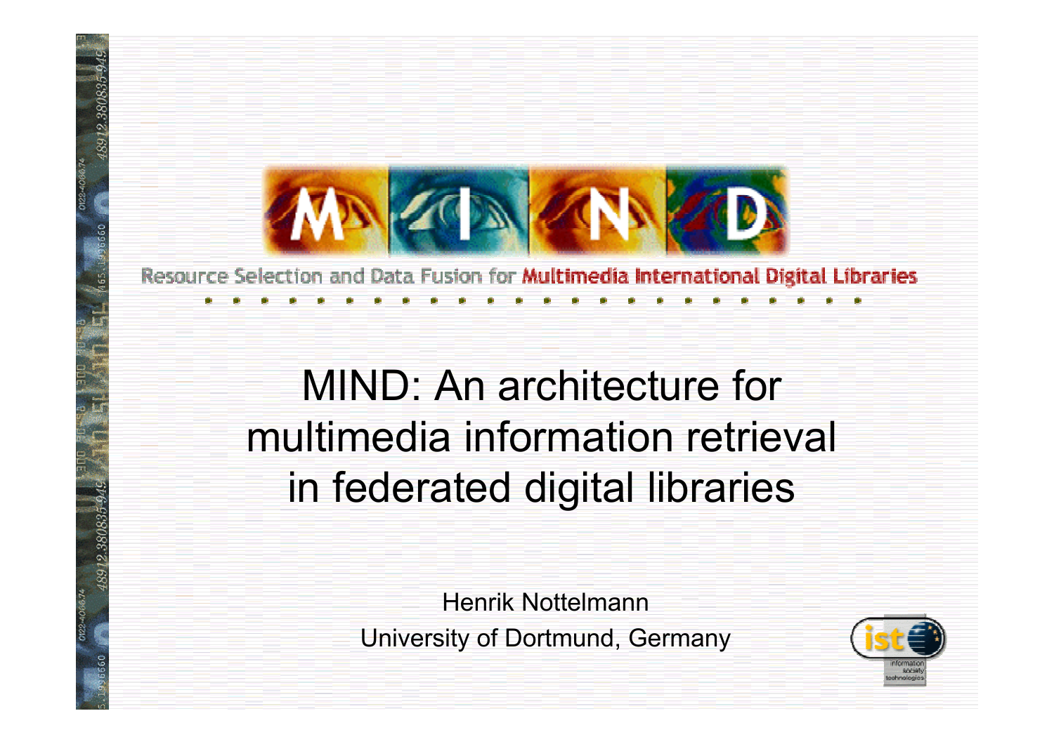Resource Selection and Data Fusion for **Multimedia International Digital Libraries**

# MIND: An architecture for multimedia information retrieval in federated digital libraries

Henrik Nottelmann

University of Dortmund, Germany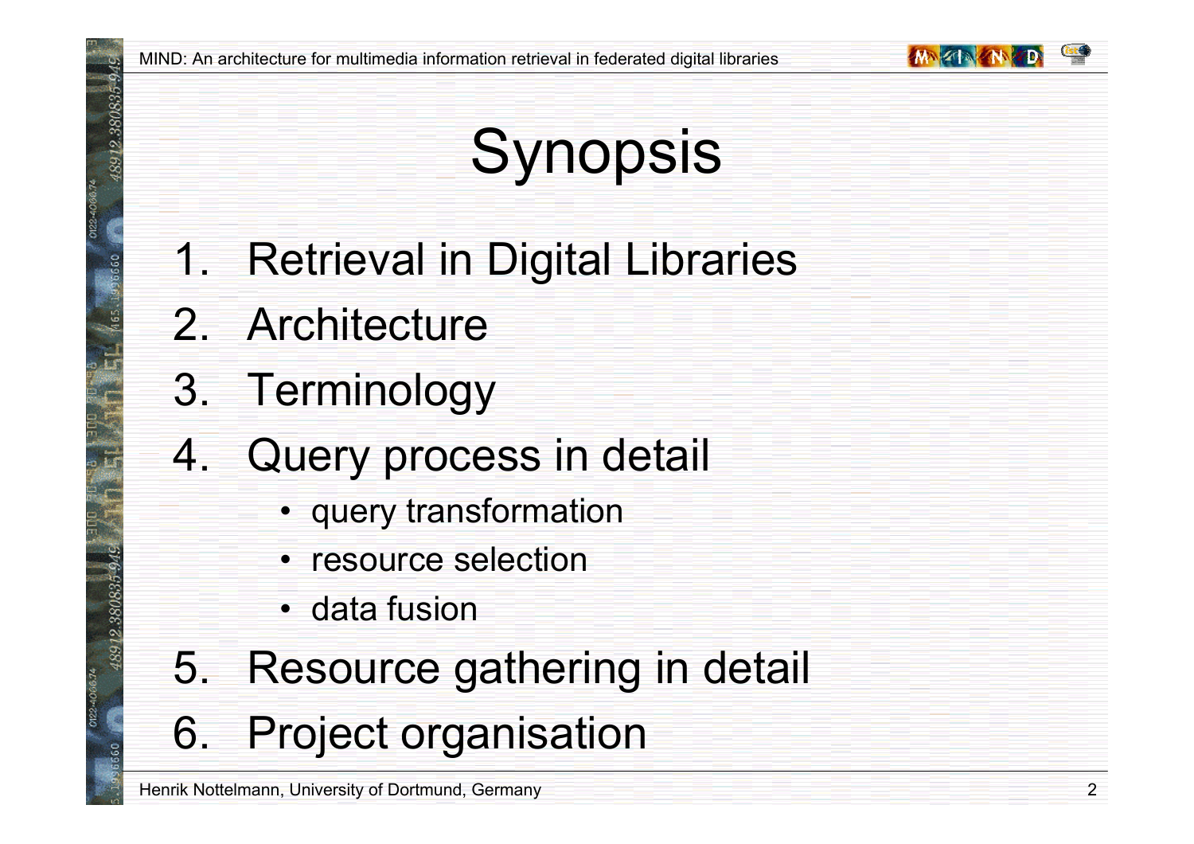# Synopsis

1. Retrieval in Digital Libraries
2. Architecture
3. Terminology
4. Query process in detail
   - query transformation
   - resource selection
   - data fusion
5. Resource gathering in detail
6. Project organisation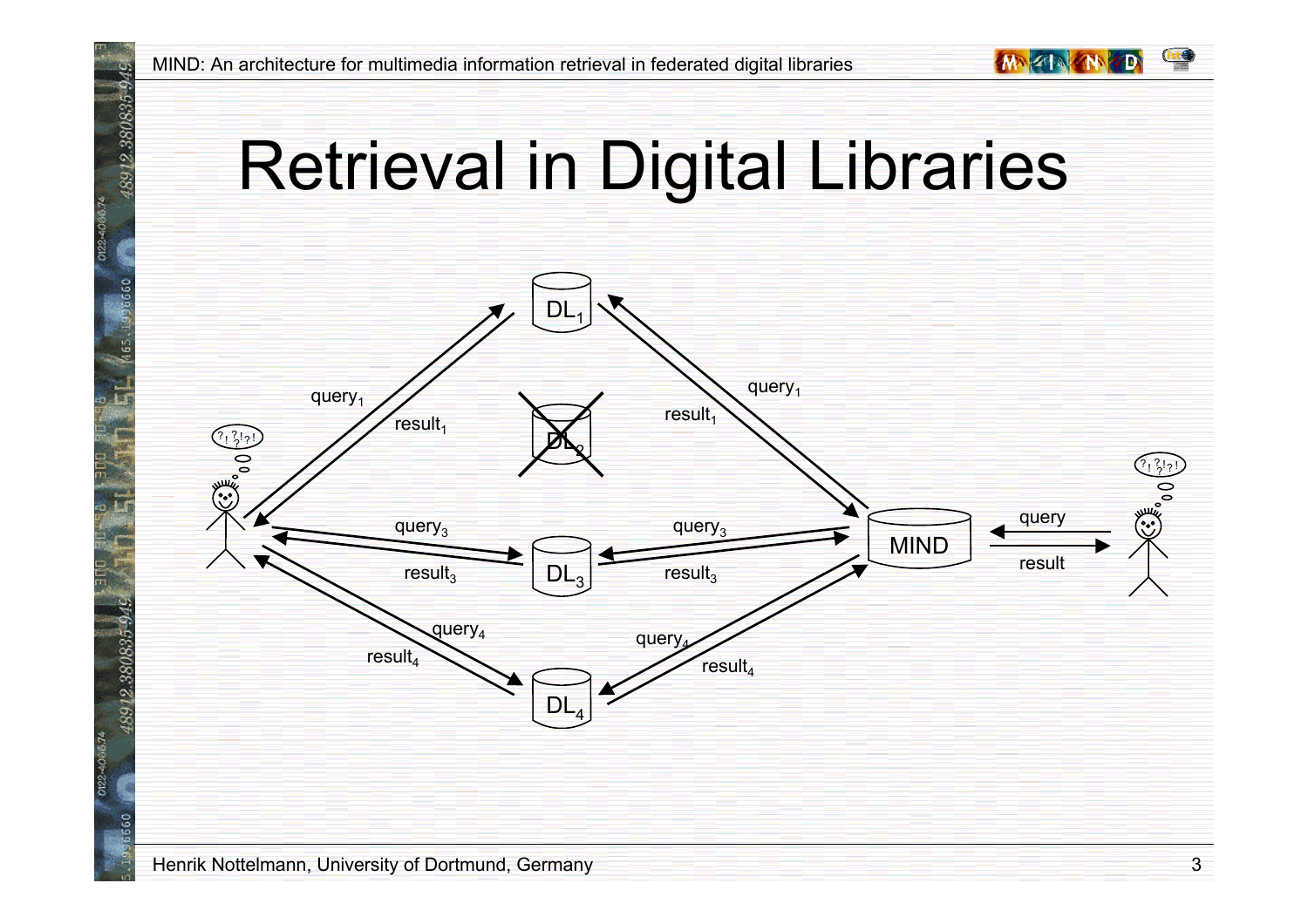# Retrieval in Digital Libraries

$DL_1$

query$_1$

result$_1$

$DL_2$

query$_1$

result$_1$

query$_3$

result$_3$

$DL_3$

query$_3$

result$_3$

MIND

query

result

query$_4$

result$_4$

$DL_4$

query$_4$

result$_4$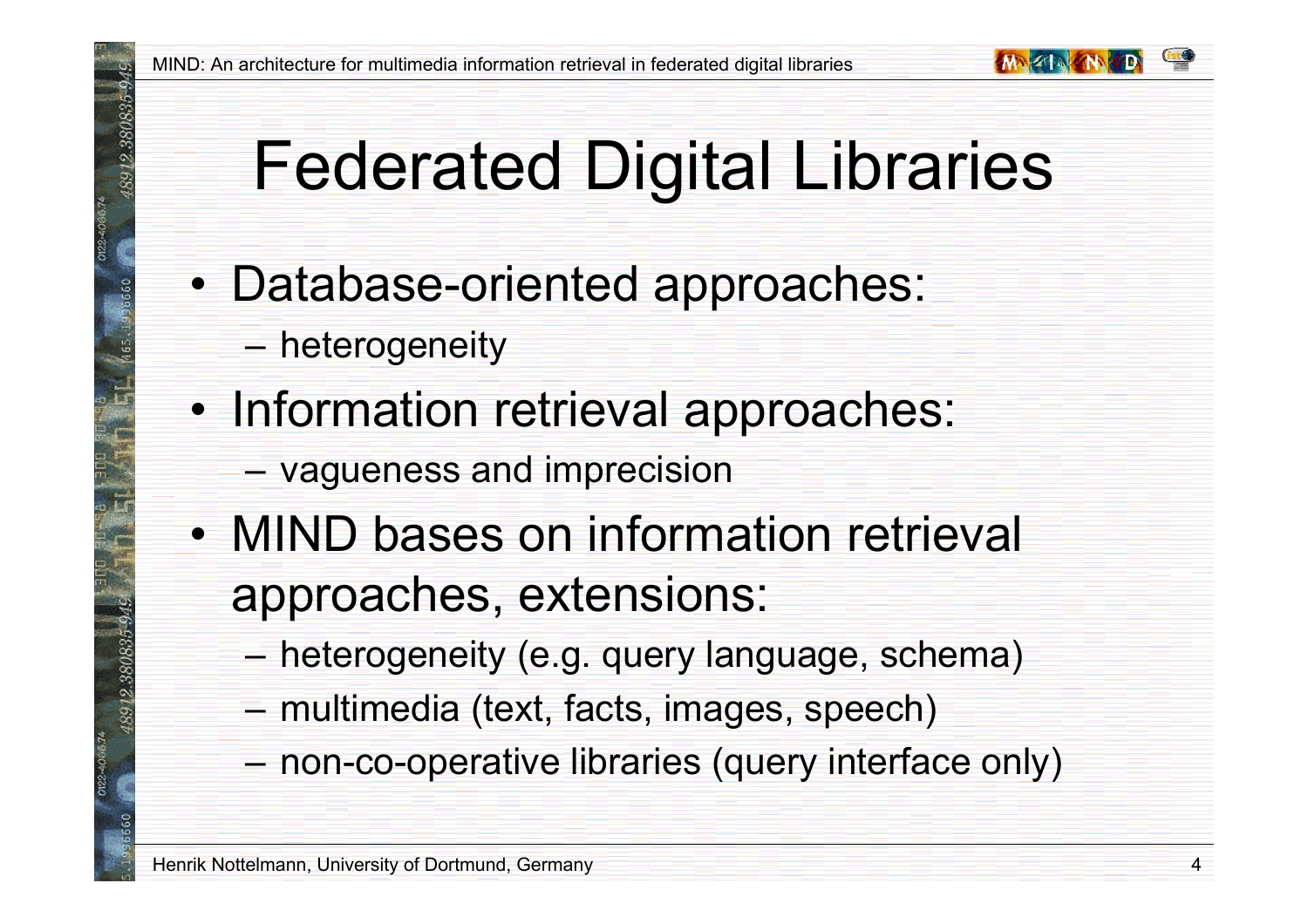# Federated Digital Libraries

- Database-oriented approaches:
  - heterogeneity
- Information retrieval approaches:
  - vagueness and imprecision
- MIND bases on information retrieval approaches, extensions:
  - heterogeneity (e.g. query language, schema)
  - multimedia (text, facts, images, speech)
  - non-co-operative libraries (query interface only)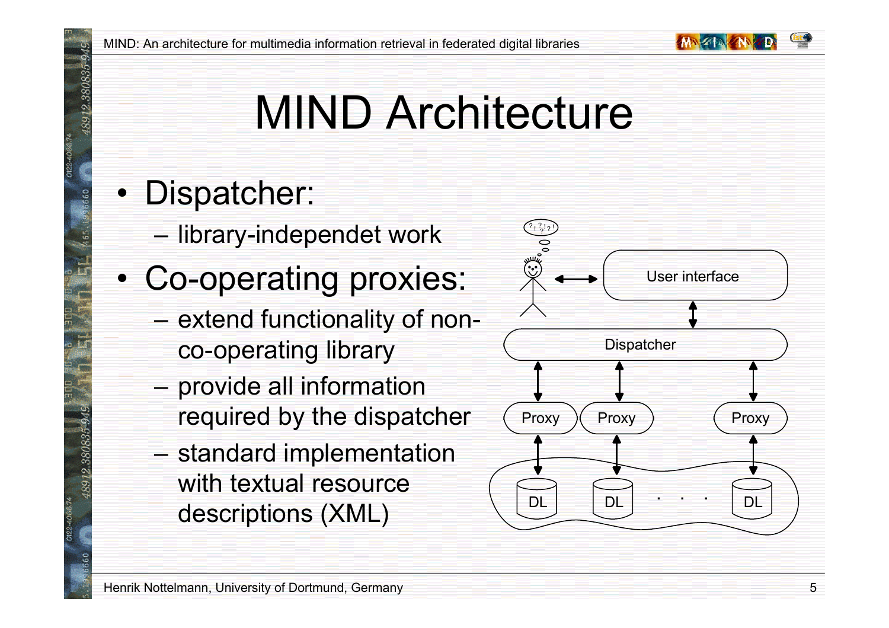# MIND Architecture

- Dispatcher:
  - library-independet work
- Co-operating proxies:
  - extend functionality of non-co-operating library
  - provide all information required by the dispatcher
  - standard implementation with textual resource descriptions (XML)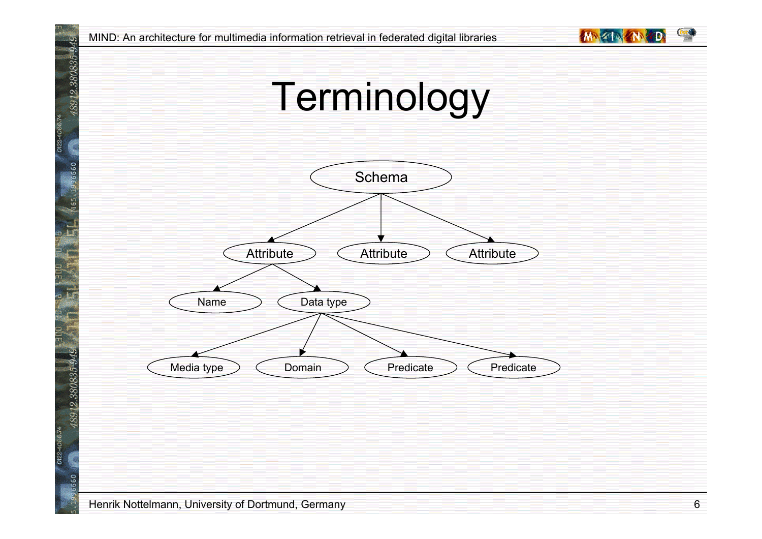# Terminology

- Schema
  - Attribute
    - Name
    - Data type
      - Media type
      - Domain
      - Predicate
      - Predicate
  - Attribute
  - Attribute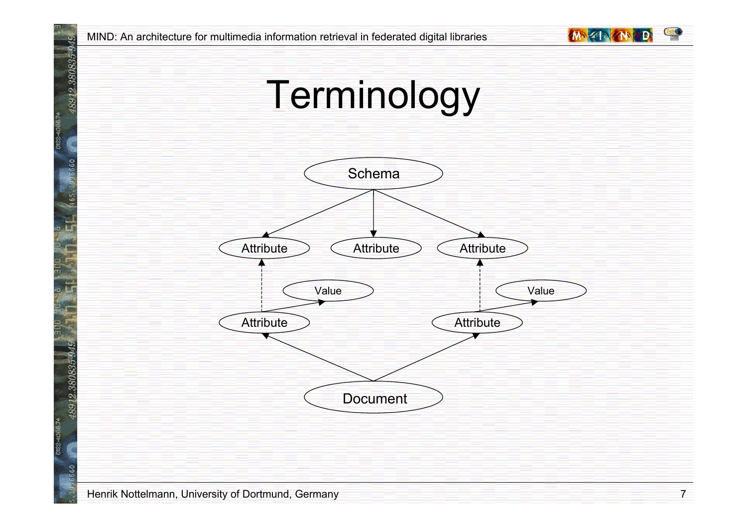# Terminology

Schema

Attribute Attribute Attribute

Value Value

Attribute Attribute

Document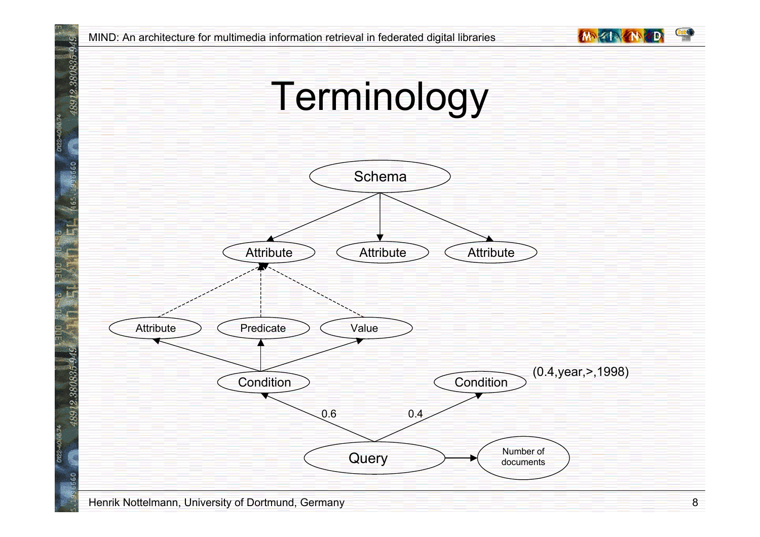# Terminology

Schema

Attribute　Attribute　Attribute

Attribute　Predicate　Value

Condition　Condition　(0.4,year,>,1998)

0.6　0.4

Query　Number of documents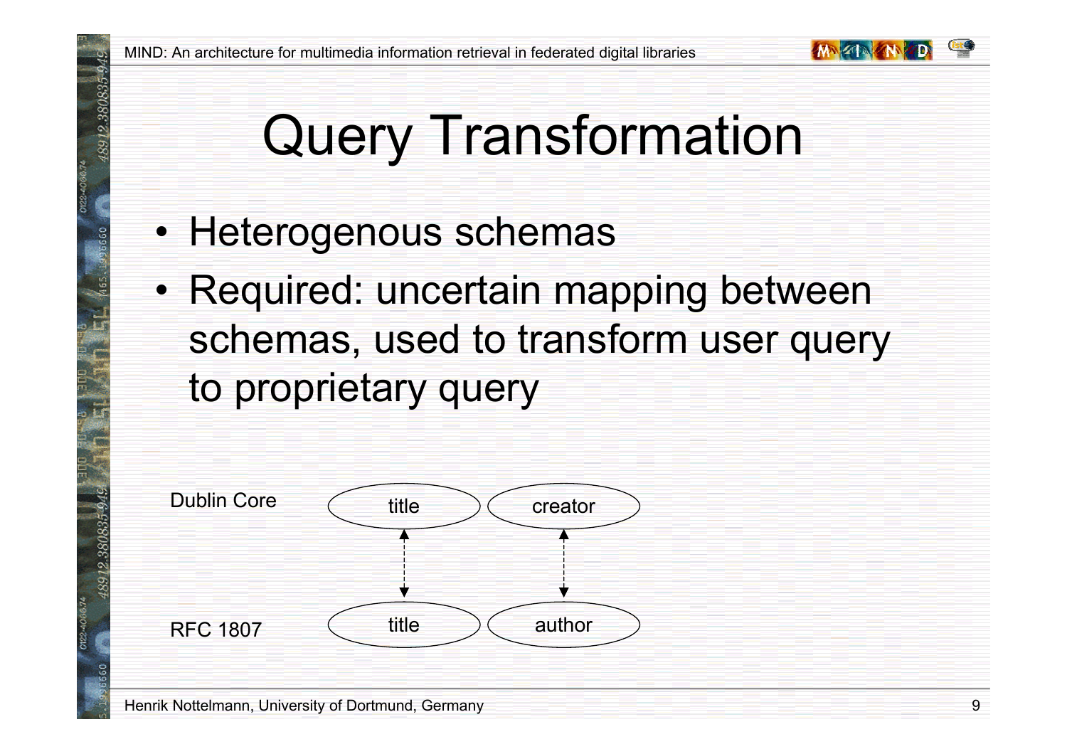# Query Transformation

- Heterogenous schemas
- Required: uncertain mapping between schemas, used to transform user query to proprietary query

| | | |
|---|---|---|
| Dublin Core | title | creator |
| | ↕ | ↕ |
| RFC 1807 | title | author |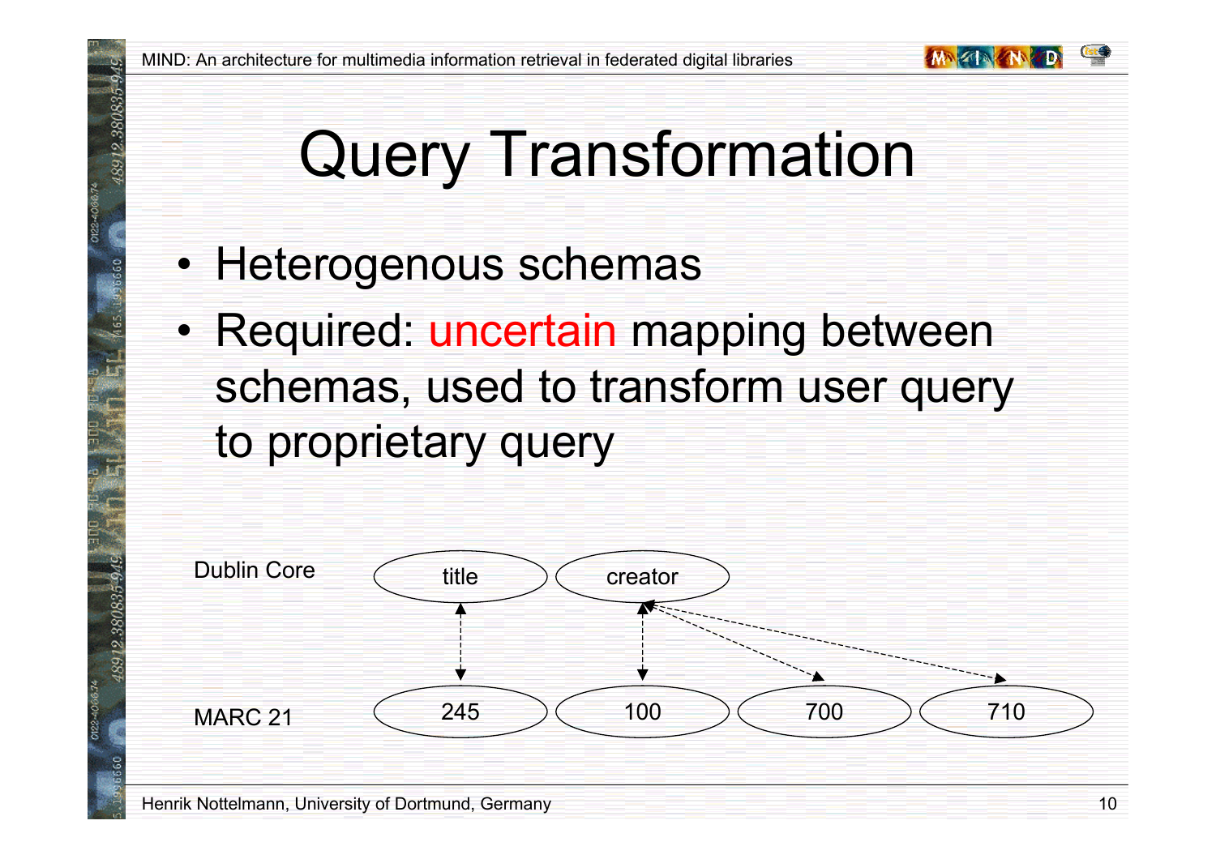# Query Transformation

- Heterogenous schemas
- Required: uncertain mapping between schemas, used to transform user query to proprietary query

Dublin Core: title, creator

MARC 21: 245, 100, 700, 710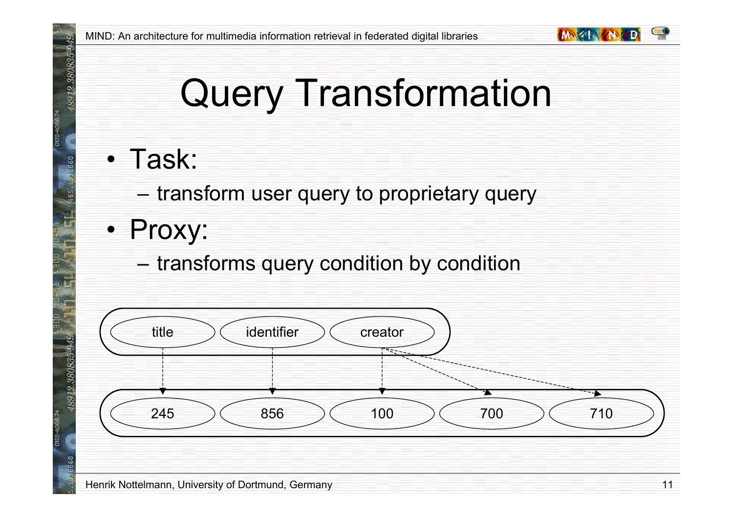# Query Transformation

- Task:
  - transform user query to proprietary query
- Proxy:
  - transforms query condition by condition

title → 245

identifier → 856

creator → 100, 700, 710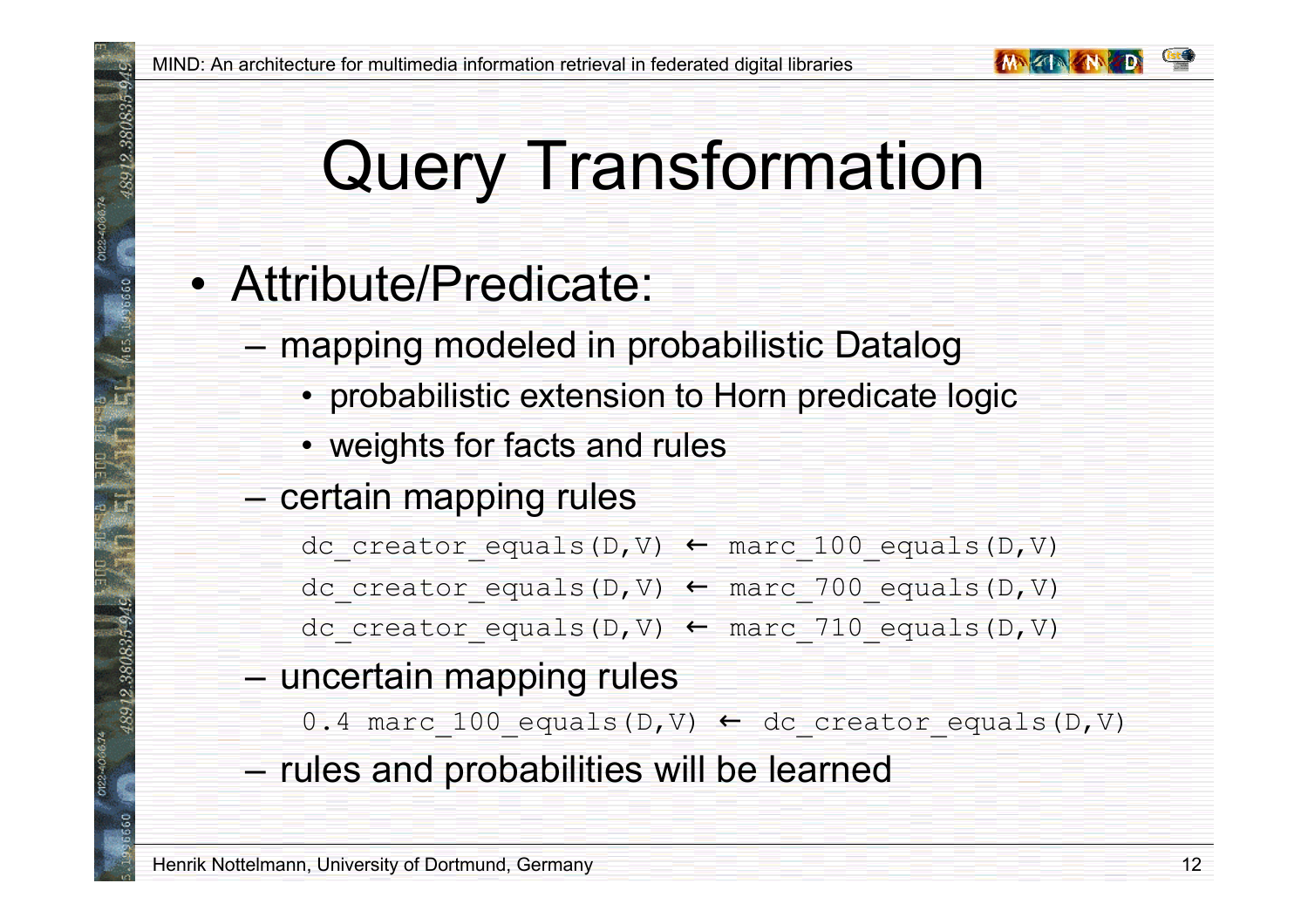# Query Transformation

- Attribute/Predicate:
  - mapping modeled in probabilistic Datalog
    - probabilistic extension to Horn predicate logic
    - weights for facts and rules
  - certain mapping rules

```
dc_creator_equals(D,V) ← marc_100_equals(D,V)
dc_creator_equals(D,V) ← marc_700_equals(D,V)
dc_creator_equals(D,V) ← marc_710_equals(D,V)
```

  - uncertain mapping rules

```
0.4 marc_100_equals(D,V) ← dc_creator_equals(D,V)
```

  - rules and probabilities will be learned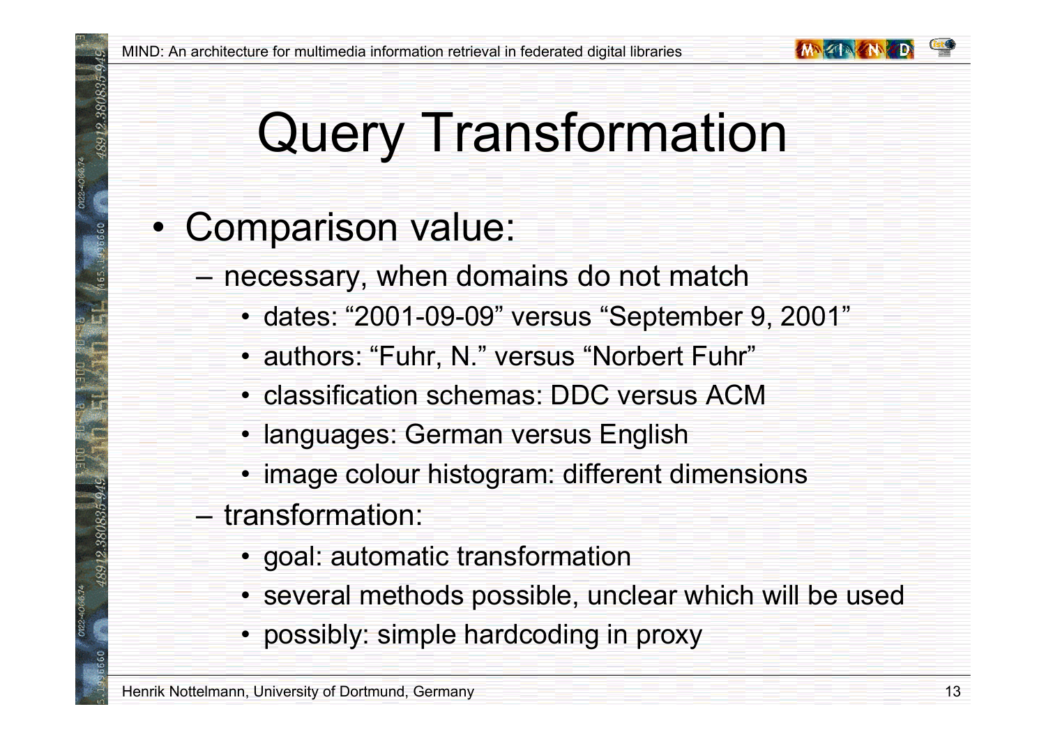# Query Transformation

- Comparison value:
  - necessary, when domains do not match
    - dates: “2001-09-09” versus “September 9, 2001”
    - authors: “Fuhr, N.” versus “Norbert Fuhr”
    - classification schemas: DDC versus ACM
    - languages: German versus English
    - image colour histogram: different dimensions
  - transformation:
    - goal: automatic transformation
    - several methods possible, unclear which will be used
    - possibly: simple hardcoding in proxy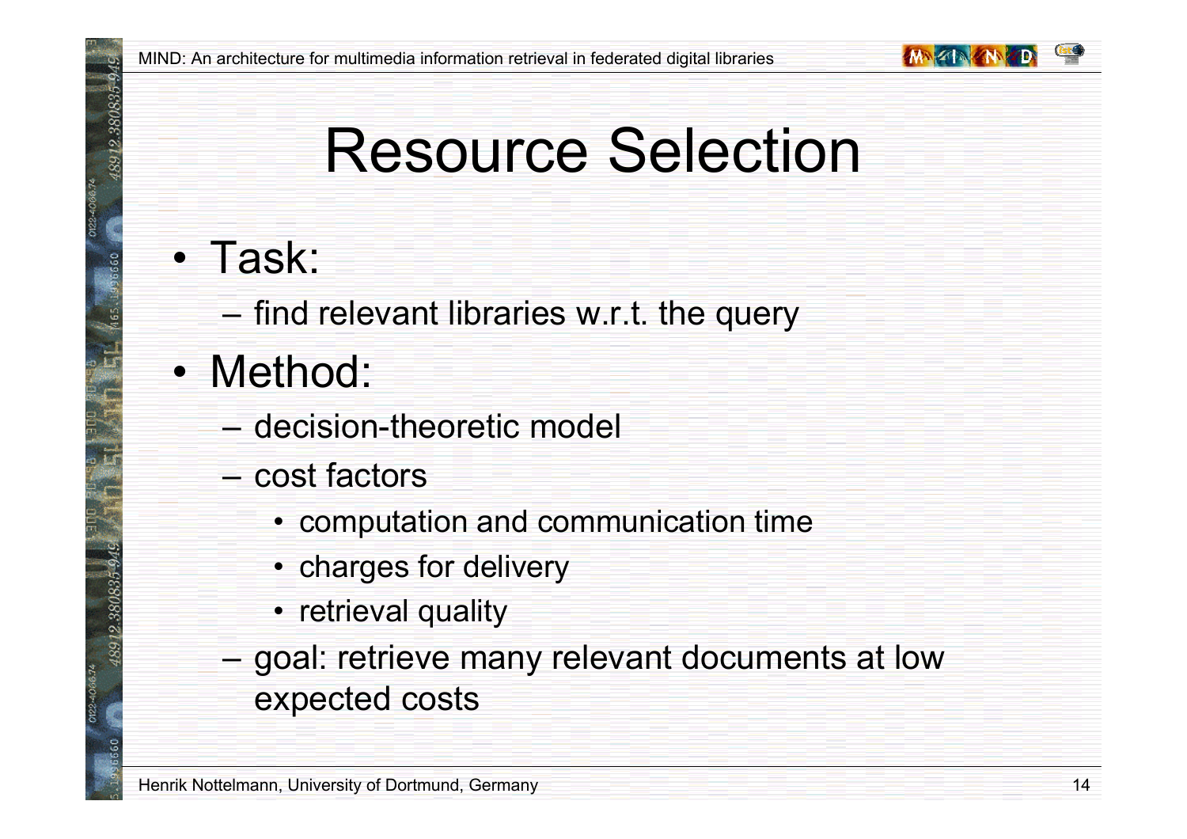# Resource Selection

- Task:
  - find relevant libraries w.r.t. the query
- Method:
  - decision-theoretic model
  - cost factors
    - computation and communication time
    - charges for delivery
    - retrieval quality
  - goal: retrieve many relevant documents at low expected costs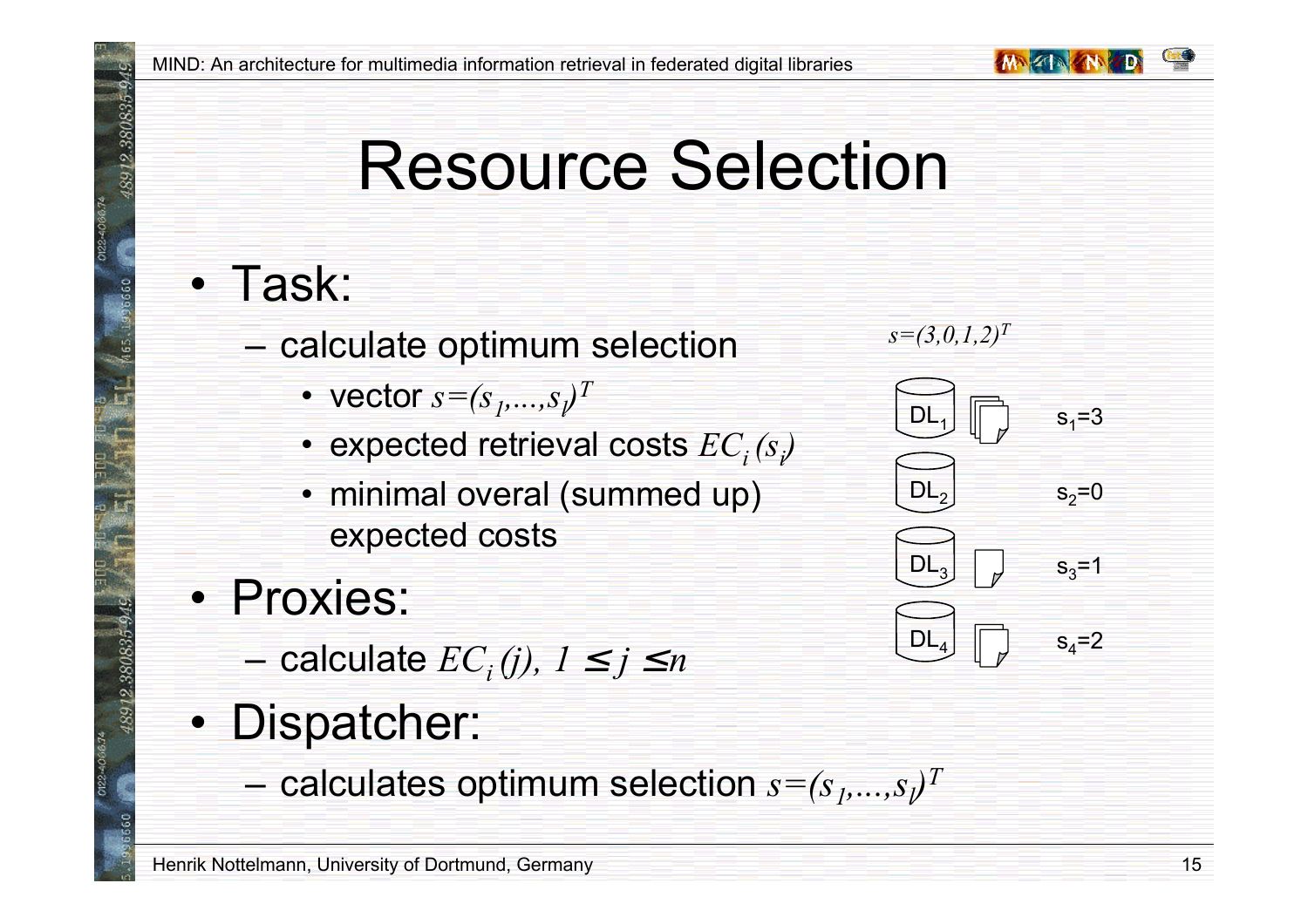# Resource Selection

- Task:
  - calculate optimum selection
    - vector $s=(s_1,\ldots,s_l)^T$
    - expected retrieval costs $EC_i(s_i)$
    - minimal overal (summed up) expected costs
- Proxies:
  - calculate $EC_i(j),\ 1 \le j \le n$
- Dispatcher:
  - calculates optimum selection $s=(s_1,\ldots,s_l)^T$

$s=(3,0,1,2)^T$

| | |
|---|---|
| $DL_1$ | $s_1=3$ |
| $DL_2$ | $s_2=0$ |
| $DL_3$ | $s_3=1$ |
| $DL_4$ | $s_4=2$ |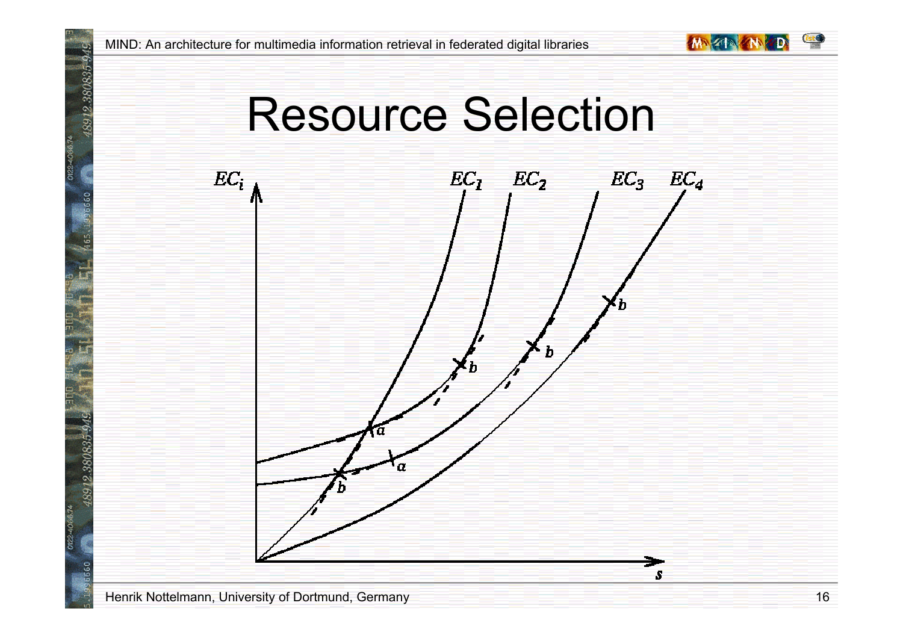# Resource Selection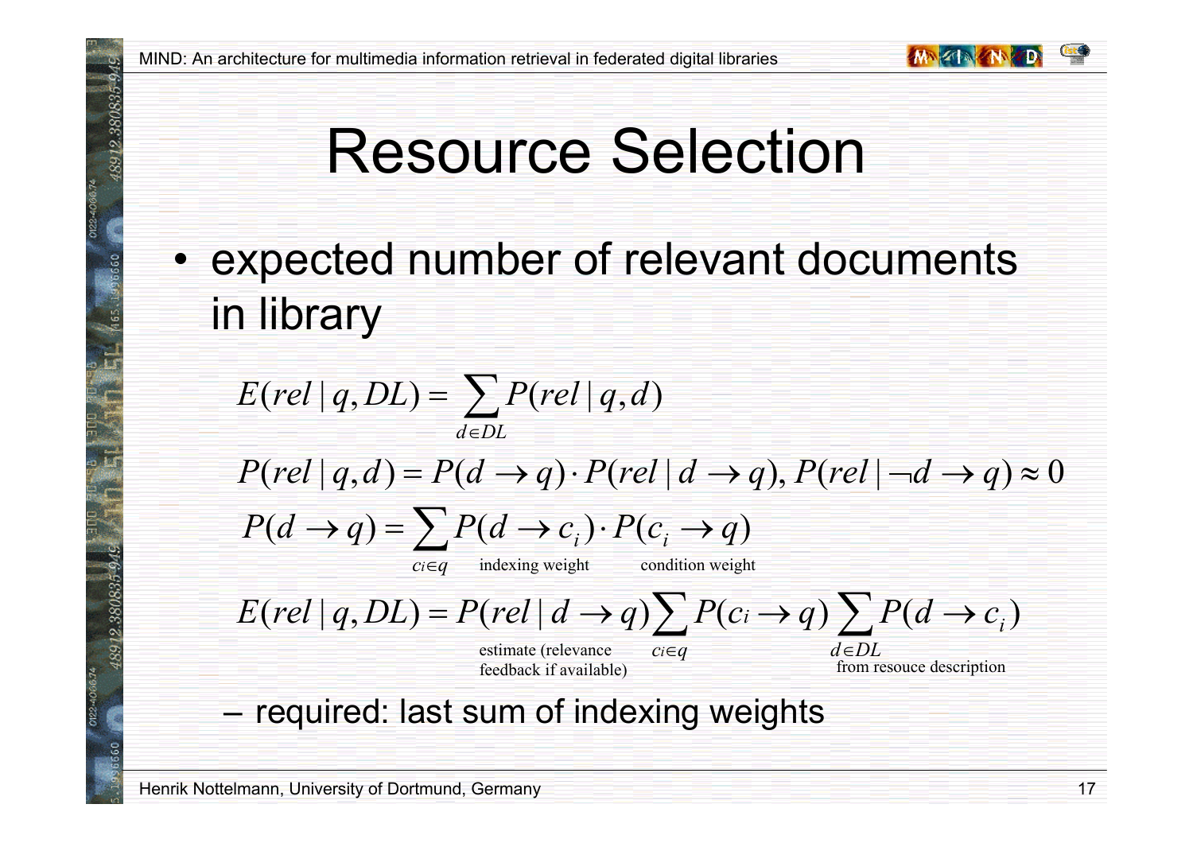# Resource Selection

- expected number of relevant documents in library

$$E(rel \mid q, DL) = \sum_{d \in DL} P(rel \mid q, d)$$

$$P(rel \mid q, d) = P(d \to q) \cdot P(rel \mid d \to q), P(rel \mid \neg d \to q) \approx 0$$

$$P(d \to q) = \sum_{c_i \in q} \underbrace{P(d \to c_i)}_{\text{indexing weight}} \cdot \underbrace{P(c_i \to q)}_{\text{condition weight}}$$

$$E(rel \mid q, DL) = \underbrace{P(rel \mid d \to q)}_{\text{estimate (relevance feedback if available)}} \sum_{c_i \in q} P(c_i \to q) \underbrace{\sum_{d \in DL} P(d \to c_i)}_{\text{from resouce description}}$$

  - required: last sum of indexing weights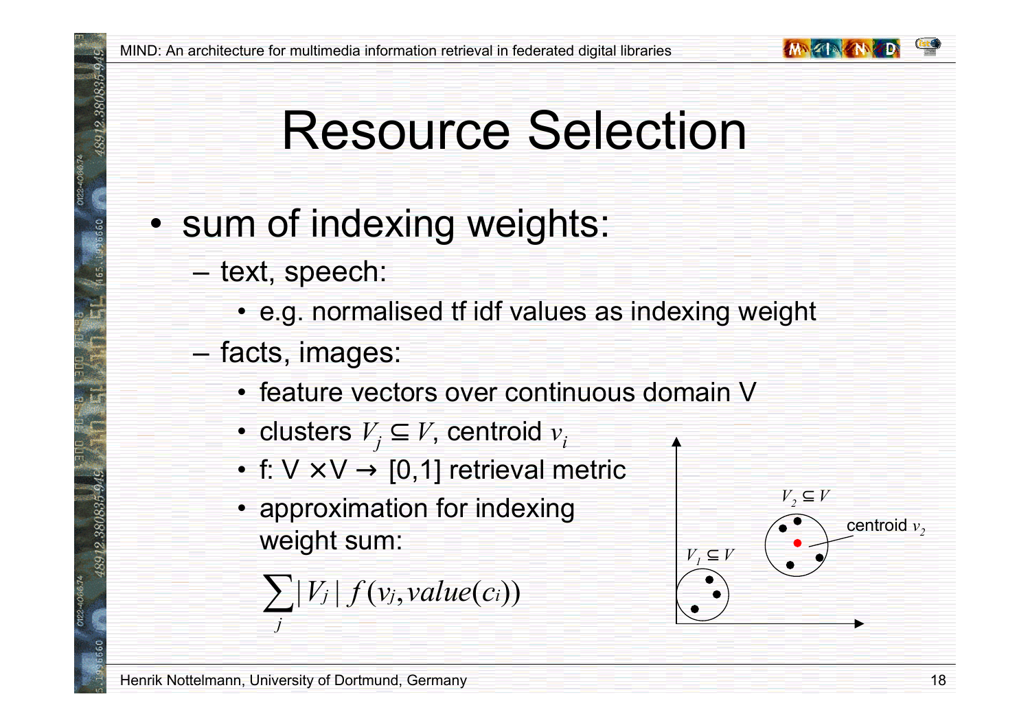# Resource Selection

- sum of indexing weights:
  - text, speech:
    - e.g. normalised tf idf values as indexing weight
  - facts, images:
    - feature vectors over continuous domain V
    - clusters $V_j \subseteq V$, centroid $v_i$
    - f: V ×V → [0,1] retrieval metric
    - approximation for indexing weight sum:

$$\sum_j |V_j| \, f(v_j, value(c_i))$$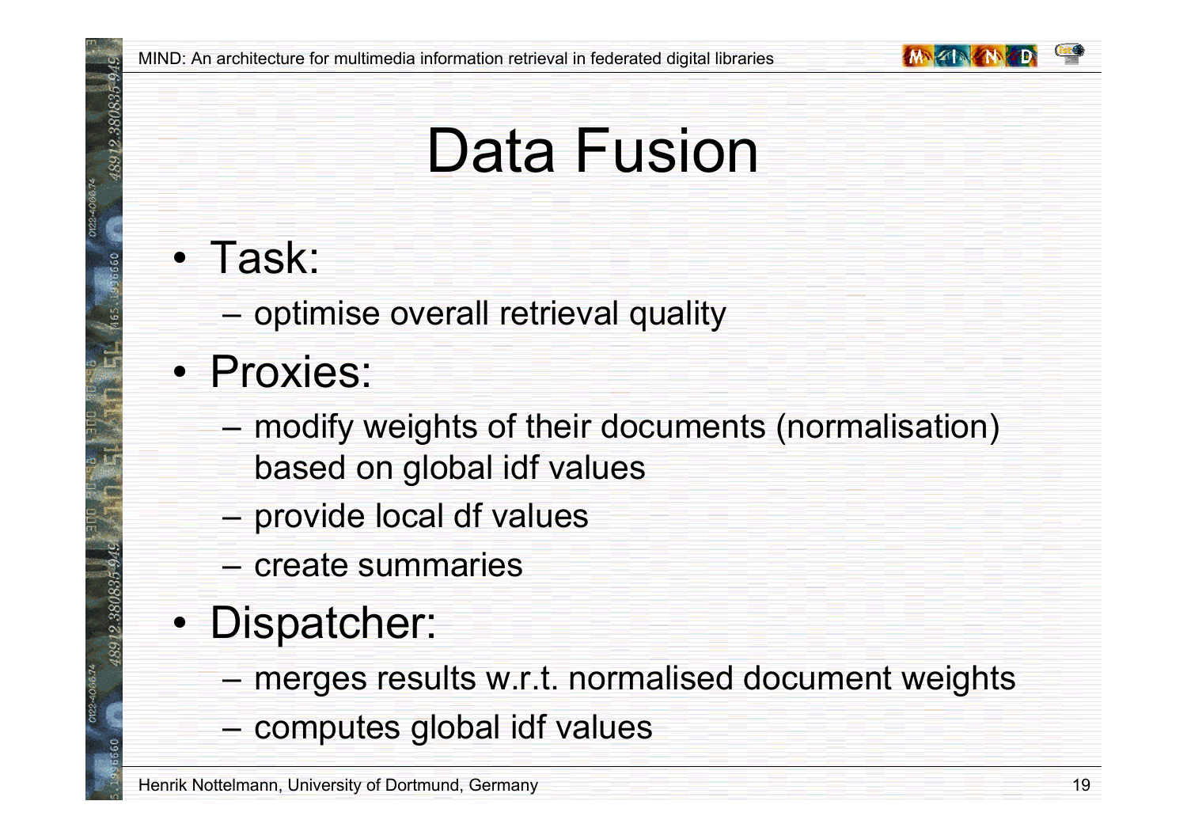# Data Fusion

- Task:
  - optimise overall retrieval quality
- Proxies:
  - modify weights of their documents (normalisation) based on global idf values
  - provide local df values
  - create summaries
- Dispatcher:
  - merges results w.r.t. normalised document weights
  - computes global idf values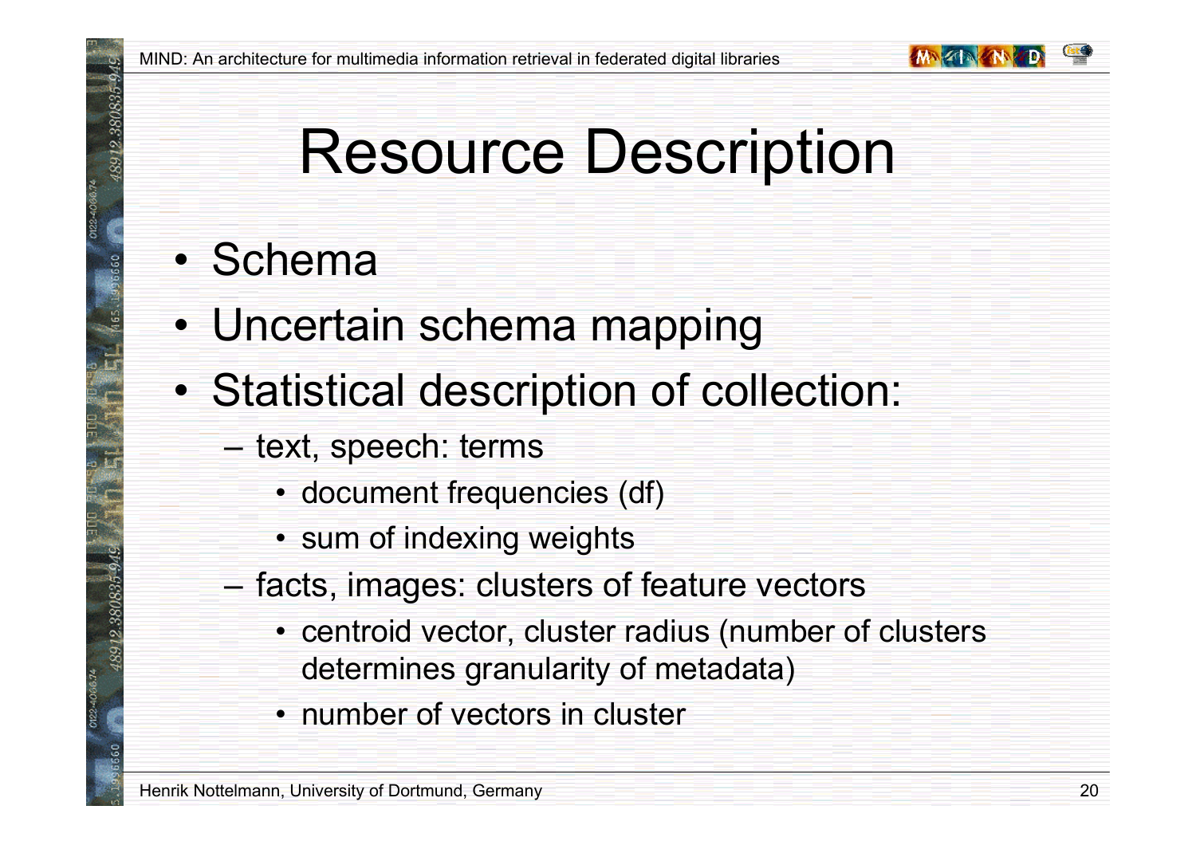# Resource Description

- Schema
- Uncertain schema mapping
- Statistical description of collection:
  - text, speech: terms
    - document frequencies (df)
    - sum of indexing weights
  - facts, images: clusters of feature vectors
    - centroid vector, cluster radius (number of clusters determines granularity of metadata)
    - number of vectors in cluster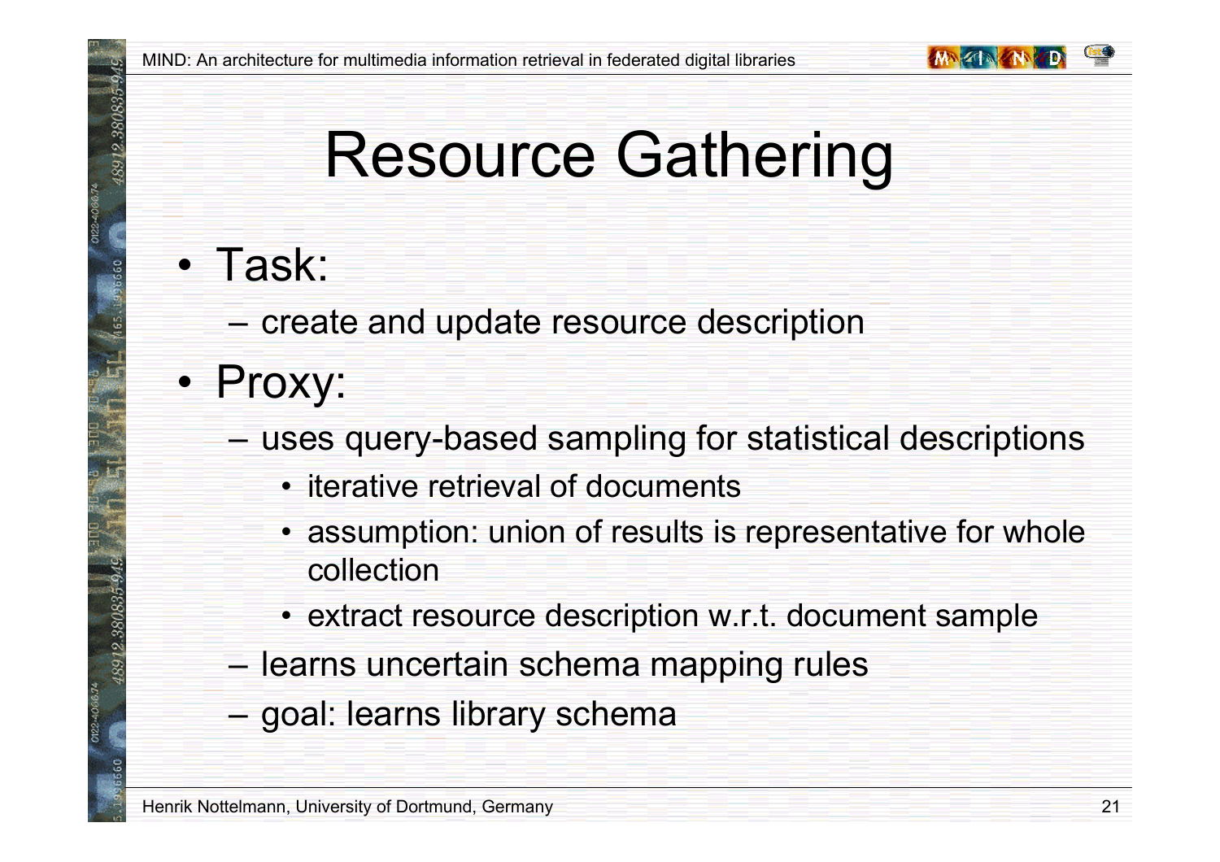# Resource Gathering

- Task:
  - create and update resource description
- Proxy:
  - uses query-based sampling for statistical descriptions
    - iterative retrieval of documents
    - assumption: union of results is representative for whole collection
    - extract resource description w.r.t. document sample
  - learns uncertain schema mapping rules
  - goal: learns library schema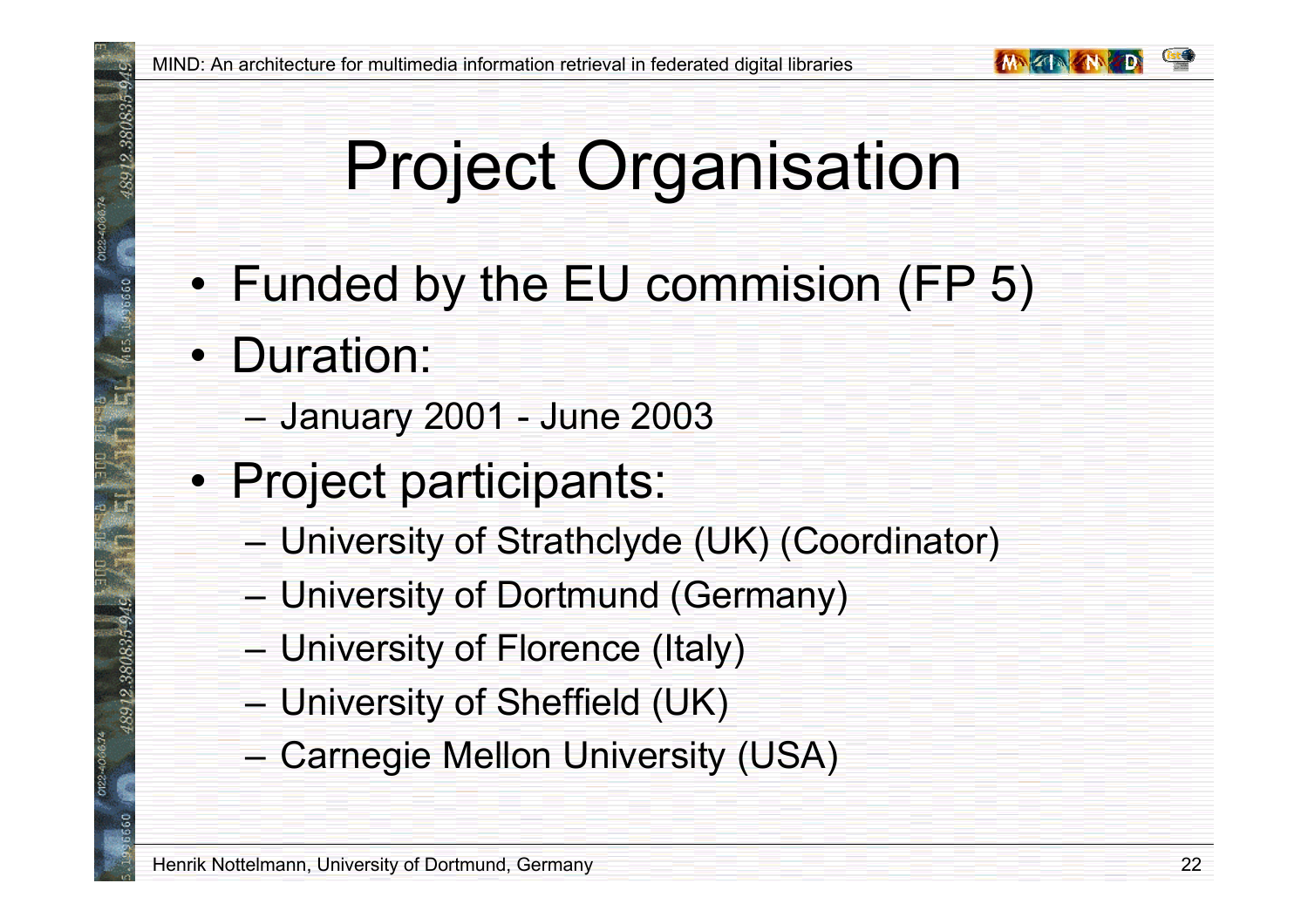# Project Organisation

- Funded by the EU commision (FP 5)
- Duration:
  - January 2001 - June 2003
- Project participants:
  - University of Strathclyde (UK) (Coordinator)
  - University of Dortmund (Germany)
  - University of Florence (Italy)
  - University of Sheffield (UK)
  - Carnegie Mellon University (USA)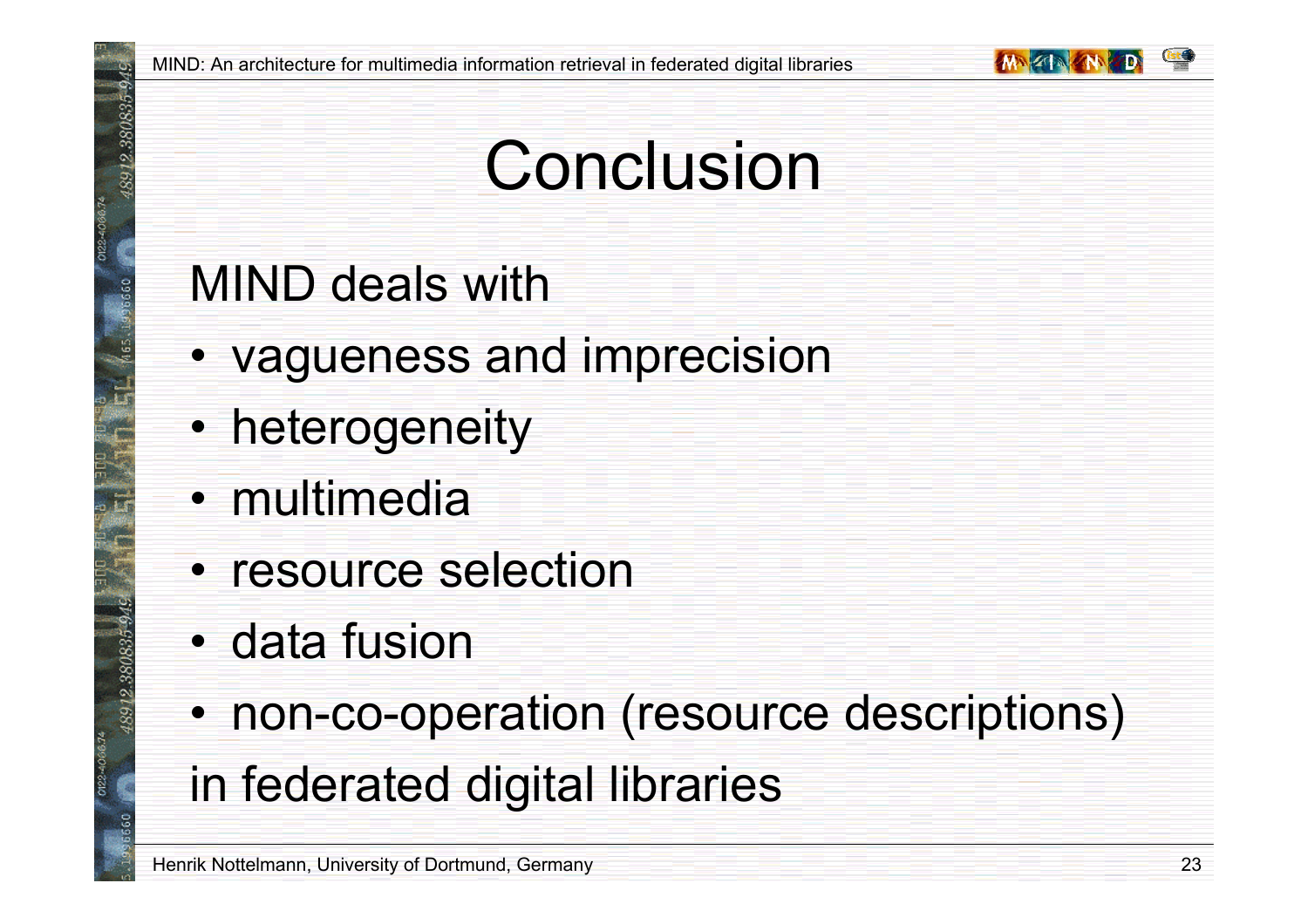# Conclusion

MIND deals with

- vagueness and imprecision
- heterogeneity
- multimedia
- resource selection
- data fusion
- non-co-operation (resource descriptions)

in federated digital libraries